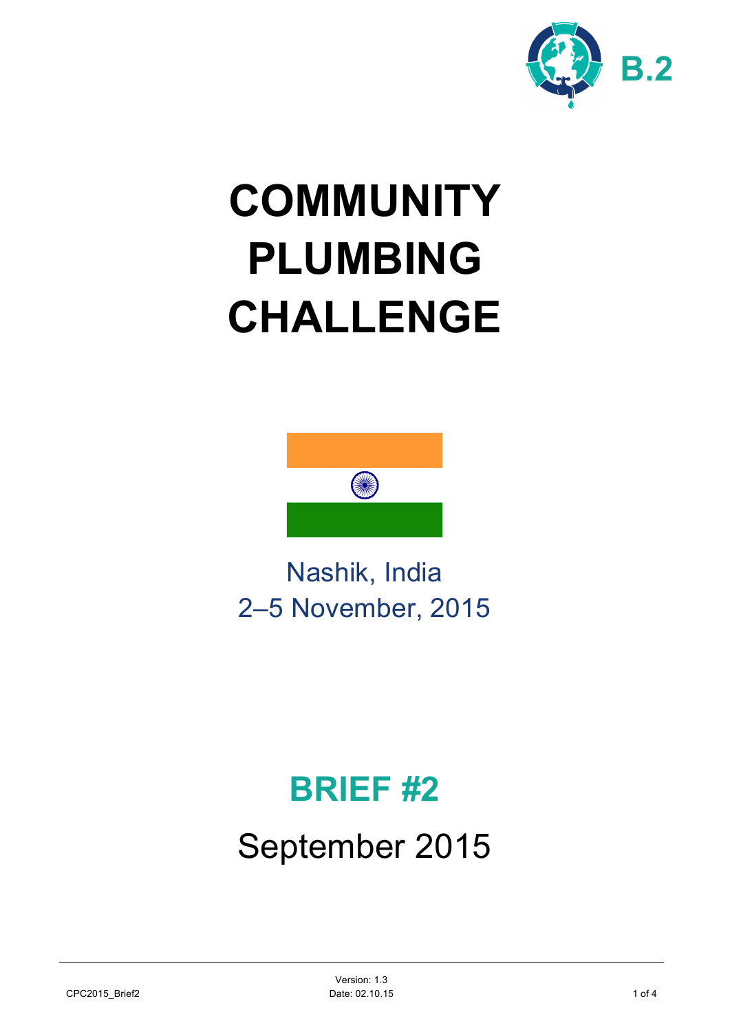B.2

# COMMUNITY PLUMBING CHALLENGE

Nashik, India
2–5 November, 2015

## BRIEF #2

September 2015

CPC2015_Brief2

Version: 1.3
Date: 02.10.15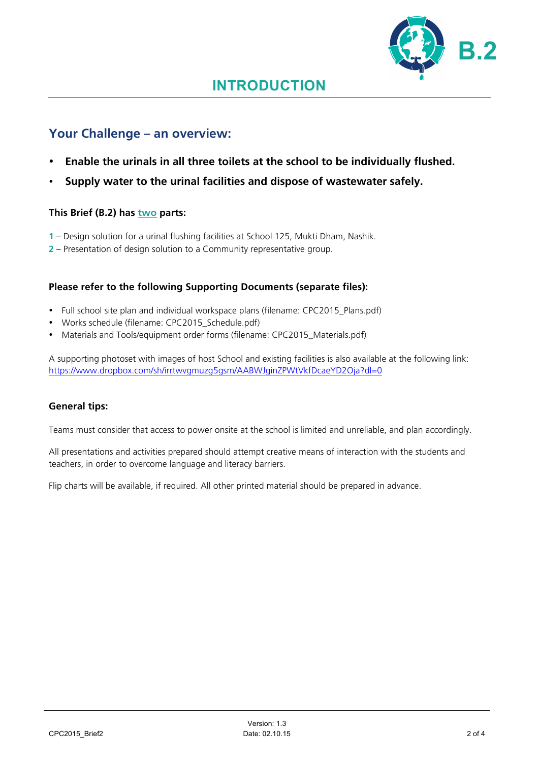# INTRODUCTION

## Your Challenge – an overview:

- **Enable the urinals in all three toilets at the school to be individually flushed.**
- **Supply water to the urinal facilities and dispose of wastewater safely.**

### This Brief (B.2) has two parts:

**1** – Design solution for a urinal flushing facilities at School 125, Mukti Dham, Nashik.
**2** – Presentation of design solution to a Community representative group.

### Please refer to the following Supporting Documents (separate files):

- Full school site plan and individual workspace plans (filename: CPC2015_Plans.pdf)
- Works schedule (filename: CPC2015_Schedule.pdf)
- Materials and Tools/equipment order forms (filename: CPC2015_Materials.pdf)

A supporting photoset with images of host School and existing facilities is also available at the following link: https://www.dropbox.com/sh/irrtwvgmuzg5gsm/AABWJginZPWtVkfDcaeYD2Oja?dl=0

### General tips:

Teams must consider that access to power onsite at the school is limited and unreliable, and plan accordingly.

All presentations and activities prepared should attempt creative means of interaction with the students and teachers, in order to overcome language and literacy barriers.

Flip charts will be available, if required. All other printed material should be prepared in advance.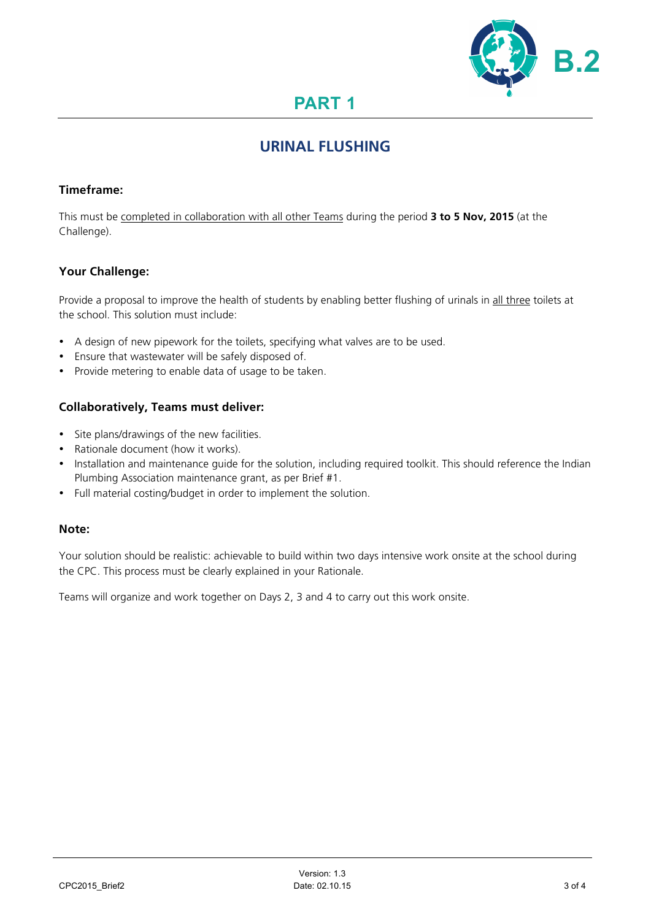B.2

# PART 1

## URINAL FLUSHING

### Timeframe:

This must be completed in collaboration with all other Teams during the period **3 to 5 Nov, 2015** (at the Challenge).

### Your Challenge:

Provide a proposal to improve the health of students by enabling better flushing of urinals in all three toilets at the school. This solution must include:

- A design of new pipework for the toilets, specifying what valves are to be used.
- Ensure that wastewater will be safely disposed of.
- Provide metering to enable data of usage to be taken.

### Collaboratively, Teams must deliver:

- Site plans/drawings of the new facilities.
- Rationale document (how it works).
- Installation and maintenance guide for the solution, including required toolkit. This should reference the Indian Plumbing Association maintenance grant, as per Brief #1.
- Full material costing/budget in order to implement the solution.

### Note:

Your solution should be realistic: achievable to build within two days intensive work onsite at the school during the CPC. This process must be clearly explained in your Rationale.

Teams will organize and work together on Days 2, 3 and 4 to carry out this work onsite.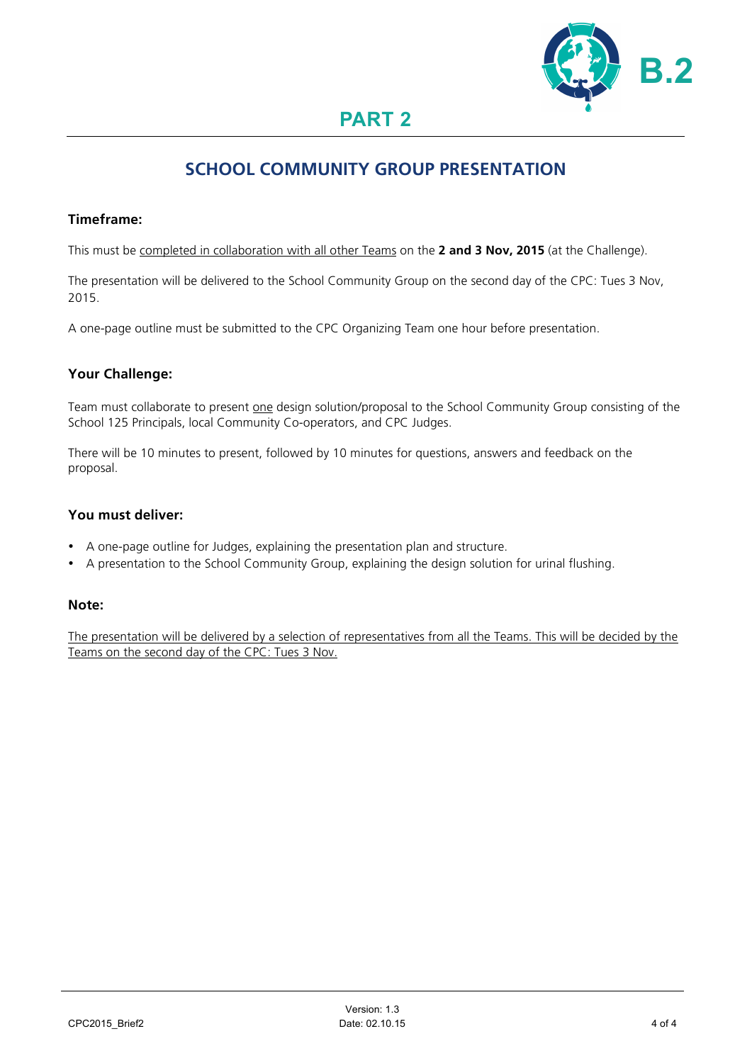B.2

# PART 2

## SCHOOL COMMUNITY GROUP PRESENTATION

### Timeframe:

This must be completed in collaboration with all other Teams on the **2 and 3 Nov, 2015** (at the Challenge).

The presentation will be delivered to the School Community Group on the second day of the CPC: Tues 3 Nov, 2015.

A one-page outline must be submitted to the CPC Organizing Team one hour before presentation.

### Your Challenge:

Team must collaborate to present one design solution/proposal to the School Community Group consisting of the School 125 Principals, local Community Co-operators, and CPC Judges.

There will be 10 minutes to present, followed by 10 minutes for questions, answers and feedback on the proposal.

### You must deliver:

- A one-page outline for Judges, explaining the presentation plan and structure.
- A presentation to the School Community Group, explaining the design solution for urinal flushing.

### Note:

The presentation will be delivered by a selection of representatives from all the Teams. This will be decided by the Teams on the second day of the CPC: Tues 3 Nov.